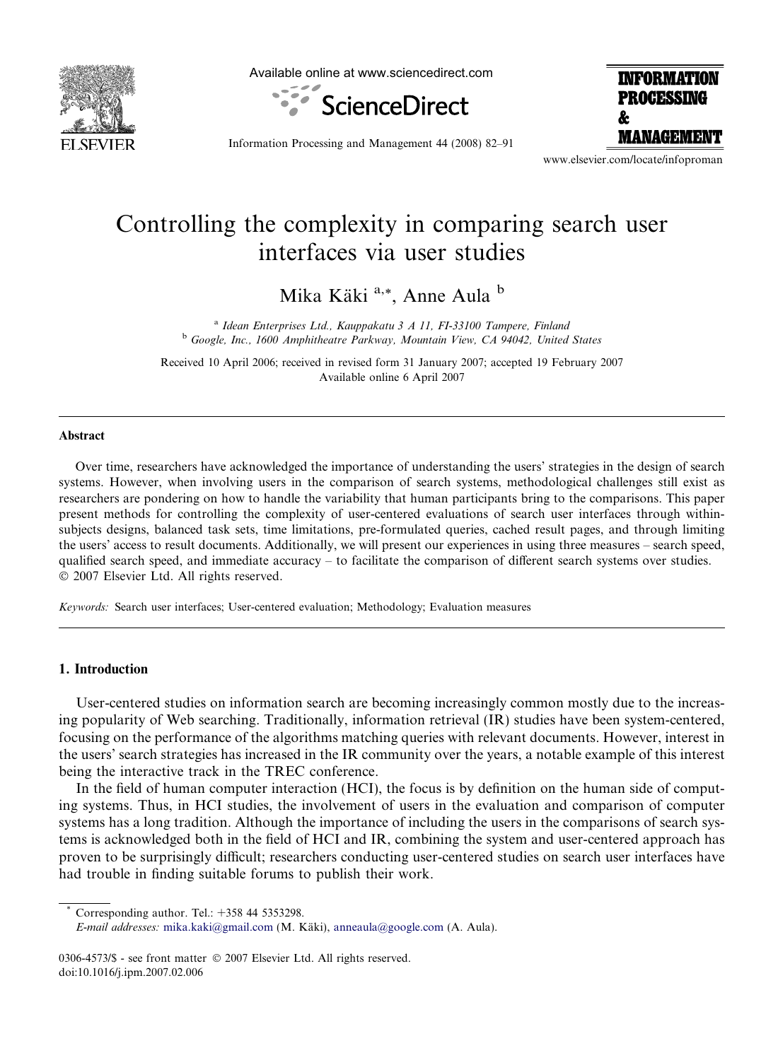# Controlling the complexity in comparing search user interfaces via user studies

Mika Käki [a,*], Anne Aula [b]

[a] Idean Enterprises Ltd., Kauppakatu 3 A 11, FI-33100 Tampere, Finland
[b] Google, Inc., 1600 Amphitheatre Parkway, Mountain View, CA 94042, United States

Received 10 April 2006; received in revised form 31 January 2007; accepted 19 February 2007
Available online 6 April 2007

## Abstract

Over time, researchers have acknowledged the importance of understanding the users' strategies in the design of search systems. However, when involving users in the comparison of search systems, methodological challenges still exist as researchers are pondering on how to handle the variability that human participants bring to the comparisons. This paper present methods for controlling the complexity of user-centered evaluations of search user interfaces through within-subjects designs, balanced task sets, time limitations, pre-formulated queries, cached result pages, and through limiting the users' access to result documents. Additionally, we will present our experiences in using three measures – search speed, qualified search speed, and immediate accuracy – to facilitate the comparison of different search systems over studies.
© 2007 Elsevier Ltd. All rights reserved.

*Keywords:* Search user interfaces; User-centered evaluation; Methodology; Evaluation measures

## 1. Introduction

User-centered studies on information search are becoming increasingly common mostly due to the increasing popularity of Web searching. Traditionally, information retrieval (IR) studies have been system-centered, focusing on the performance of the algorithms matching queries with relevant documents. However, interest in the users' search strategies has increased in the IR community over the years, a notable example of this interest being the interactive track in the TREC conference.

In the field of human computer interaction (HCI), the focus is by definition on the human side of computing systems. Thus, in HCI studies, the involvement of users in the evaluation and comparison of computer systems has a long tradition. Although the importance of including the users in the comparisons of search systems is acknowledged both in the field of HCI and IR, combining the system and user-centered approach has proven to be surprisingly difficult; researchers conducting user-centered studies on search user interfaces have had trouble in finding suitable forums to publish their work.

* Corresponding author. Tel.: +358 44 5353298.
*E-mail addresses:* mika.kaki@gmail.com (M. Käki), anneaula@google.com (A. Aula).

0306-4573/$ - see front matter © 2007 Elsevier Ltd. All rights reserved.
doi:10.1016/j.ipm.2007.02.006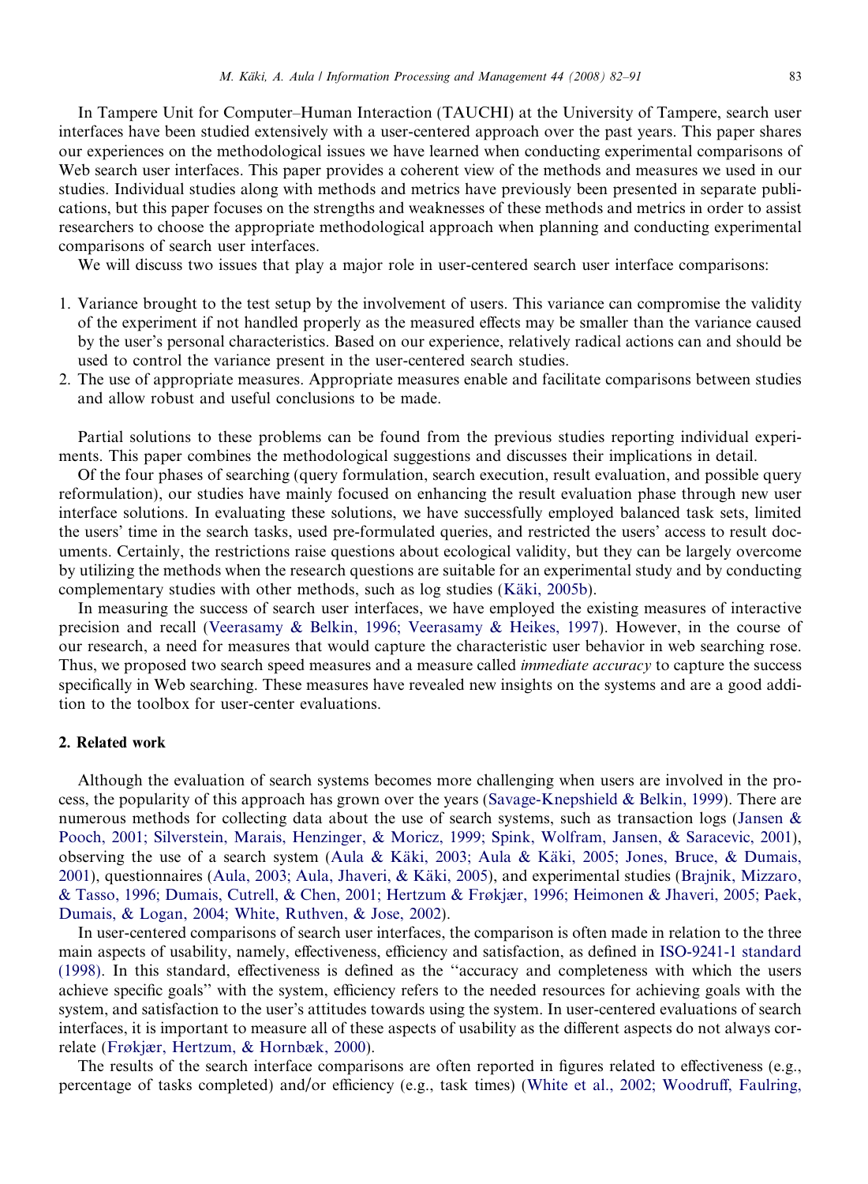In Tampere Unit for Computer–Human Interaction (TAUCHI) at the University of Tampere, search user interfaces have been studied extensively with a user-centered approach over the past years. This paper shares our experiences on the methodological issues we have learned when conducting experimental comparisons of Web search user interfaces. This paper provides a coherent view of the methods and measures we used in our studies. Individual studies along with methods and metrics have previously been presented in separate publications, but this paper focuses on the strengths and weaknesses of these methods and metrics in order to assist researchers to choose the appropriate methodological approach when planning and conducting experimental comparisons of search user interfaces.

We will discuss two issues that play a major role in user-centered search user interface comparisons:

1. Variance brought to the test setup by the involvement of users. This variance can compromise the validity of the experiment if not handled properly as the measured effects may be smaller than the variance caused by the user's personal characteristics. Based on our experience, relatively radical actions can and should be used to control the variance present in the user-centered search studies.
2. The use of appropriate measures. Appropriate measures enable and facilitate comparisons between studies and allow robust and useful conclusions to be made.

Partial solutions to these problems can be found from the previous studies reporting individual experiments. This paper combines the methodological suggestions and discusses their implications in detail.

Of the four phases of searching (query formulation, search execution, result evaluation, and possible query reformulation), our studies have mainly focused on enhancing the result evaluation phase through new user interface solutions. In evaluating these solutions, we have successfully employed balanced task sets, limited the users' time in the search tasks, used pre-formulated queries, and restricted the users' access to result documents. Certainly, the restrictions raise questions about ecological validity, but they can be largely overcome by utilizing the methods when the research questions are suitable for an experimental study and by conducting complementary studies with other methods, such as log studies (Käki, 2005b).

In measuring the success of search user interfaces, we have employed the existing measures of interactive precision and recall (Veerasamy & Belkin, 1996; Veerasamy & Heikes, 1997). However, in the course of our research, a need for measures that would capture the characteristic user behavior in web searching rose. Thus, we proposed two search speed measures and a measure called *immediate accuracy* to capture the success specifically in Web searching. These measures have revealed new insights on the systems and are a good addition to the toolbox for user-center evaluations.

## 2. Related work

Although the evaluation of search systems becomes more challenging when users are involved in the process, the popularity of this approach has grown over the years (Savage-Knepshield & Belkin, 1999). There are numerous methods for collecting data about the use of search systems, such as transaction logs (Jansen & Pooch, 2001; Silverstein, Marais, Henzinger, & Moricz, 1999; Spink, Wolfram, Jansen, & Saracevic, 2001), observing the use of a search system (Aula & Käki, 2003; Aula & Käki, 2005; Jones, Bruce, & Dumais, 2001), questionnaires (Aula, 2003; Aula, Jhaveri, & Käki, 2005), and experimental studies (Brajnik, Mizzaro, & Tasso, 1996; Dumais, Cutrell, & Chen, 2001; Hertzum & Frøkjær, 1996; Heimonen & Jhaveri, 2005; Paek, Dumais, & Logan, 2004; White, Ruthven, & Jose, 2002).

In user-centered comparisons of search user interfaces, the comparison is often made in relation to the three main aspects of usability, namely, effectiveness, efficiency and satisfaction, as defined in ISO-9241-1 standard (1998). In this standard, effectiveness is defined as the "accuracy and completeness with which the users achieve specific goals" with the system, efficiency refers to the needed resources for achieving goals with the system, and satisfaction to the user's attitudes towards using the system. In user-centered evaluations of search interfaces, it is important to measure all of these aspects of usability as the different aspects do not always correlate (Frøkjær, Hertzum, & Hornbæk, 2000).

The results of the search interface comparisons are often reported in figures related to effectiveness (e.g., percentage of tasks completed) and/or efficiency (e.g., task times) (White et al., 2002; Woodruff, Faulring,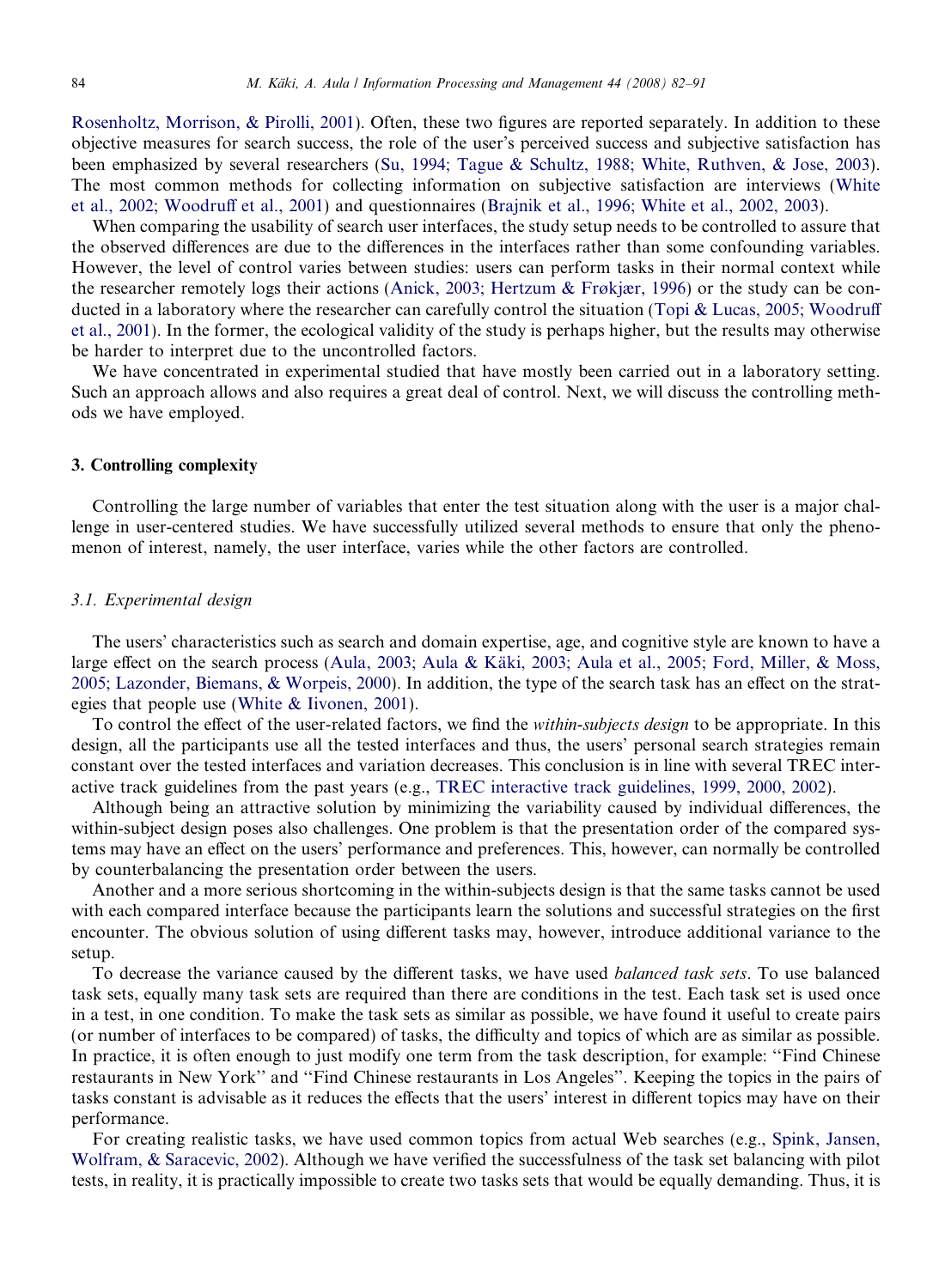Rosenholtz, Morrison, & Pirolli, 2001). Often, these two figures are reported separately. In addition to these objective measures for search success, the role of the user's perceived success and subjective satisfaction has been emphasized by several researchers (Su, 1994; Tague & Schultz, 1988; White, Ruthven, & Jose, 2003). The most common methods for collecting information on subjective satisfaction are interviews (White et al., 2002; Woodruff et al., 2001) and questionnaires (Brajnik et al., 1996; White et al., 2002, 2003).

When comparing the usability of search user interfaces, the study setup needs to be controlled to assure that the observed differences are due to the differences in the interfaces rather than some confounding variables. However, the level of control varies between studies: users can perform tasks in their normal context while the researcher remotely logs their actions (Anick, 2003; Hertzum & Frøkjær, 1996) or the study can be conducted in a laboratory where the researcher can carefully control the situation (Topi & Lucas, 2005; Woodruff et al., 2001). In the former, the ecological validity of the study is perhaps higher, but the results may otherwise be harder to interpret due to the uncontrolled factors.

We have concentrated in experimental studied that have mostly been carried out in a laboratory setting. Such an approach allows and also requires a great deal of control. Next, we will discuss the controlling methods we have employed.

## 3. Controlling complexity

Controlling the large number of variables that enter the test situation along with the user is a major challenge in user-centered studies. We have successfully utilized several methods to ensure that only the phenomenon of interest, namely, the user interface, varies while the other factors are controlled.

### 3.1. Experimental design

The users' characteristics such as search and domain expertise, age, and cognitive style are known to have a large effect on the search process (Aula, 2003; Aula & Käki, 2003; Aula et al., 2005; Ford, Miller, & Moss, 2005; Lazonder, Biemans, & Worpeis, 2000). In addition, the type of the search task has an effect on the strategies that people use (White & Iivonen, 2001).

To control the effect of the user-related factors, we find the *within-subjects design* to be appropriate. In this design, all the participants use all the tested interfaces and thus, the users' personal search strategies remain constant over the tested interfaces and variation decreases. This conclusion is in line with several TREC interactive track guidelines from the past years (e.g., TREC interactive track guidelines, 1999, 2000, 2002).

Although being an attractive solution by minimizing the variability caused by individual differences, the within-subject design poses also challenges. One problem is that the presentation order of the compared systems may have an effect on the users' performance and preferences. This, however, can normally be controlled by counterbalancing the presentation order between the users.

Another and a more serious shortcoming in the within-subjects design is that the same tasks cannot be used with each compared interface because the participants learn the solutions and successful strategies on the first encounter. The obvious solution of using different tasks may, however, introduce additional variance to the setup.

To decrease the variance caused by the different tasks, we have used *balanced task sets*. To use balanced task sets, equally many task sets are required than there are conditions in the test. Each task set is used once in a test, in one condition. To make the task sets as similar as possible, we have found it useful to create pairs (or number of interfaces to be compared) of tasks, the difficulty and topics of which are as similar as possible. In practice, it is often enough to just modify one term from the task description, for example: ''Find Chinese restaurants in New York'' and ''Find Chinese restaurants in Los Angeles''. Keeping the topics in the pairs of tasks constant is advisable as it reduces the effects that the users' interest in different topics may have on their performance.

For creating realistic tasks, we have used common topics from actual Web searches (e.g., Spink, Jansen, Wolfram, & Saracevic, 2002). Although we have verified the successfulness of the task set balancing with pilot tests, in reality, it is practically impossible to create two tasks sets that would be equally demanding. Thus, it is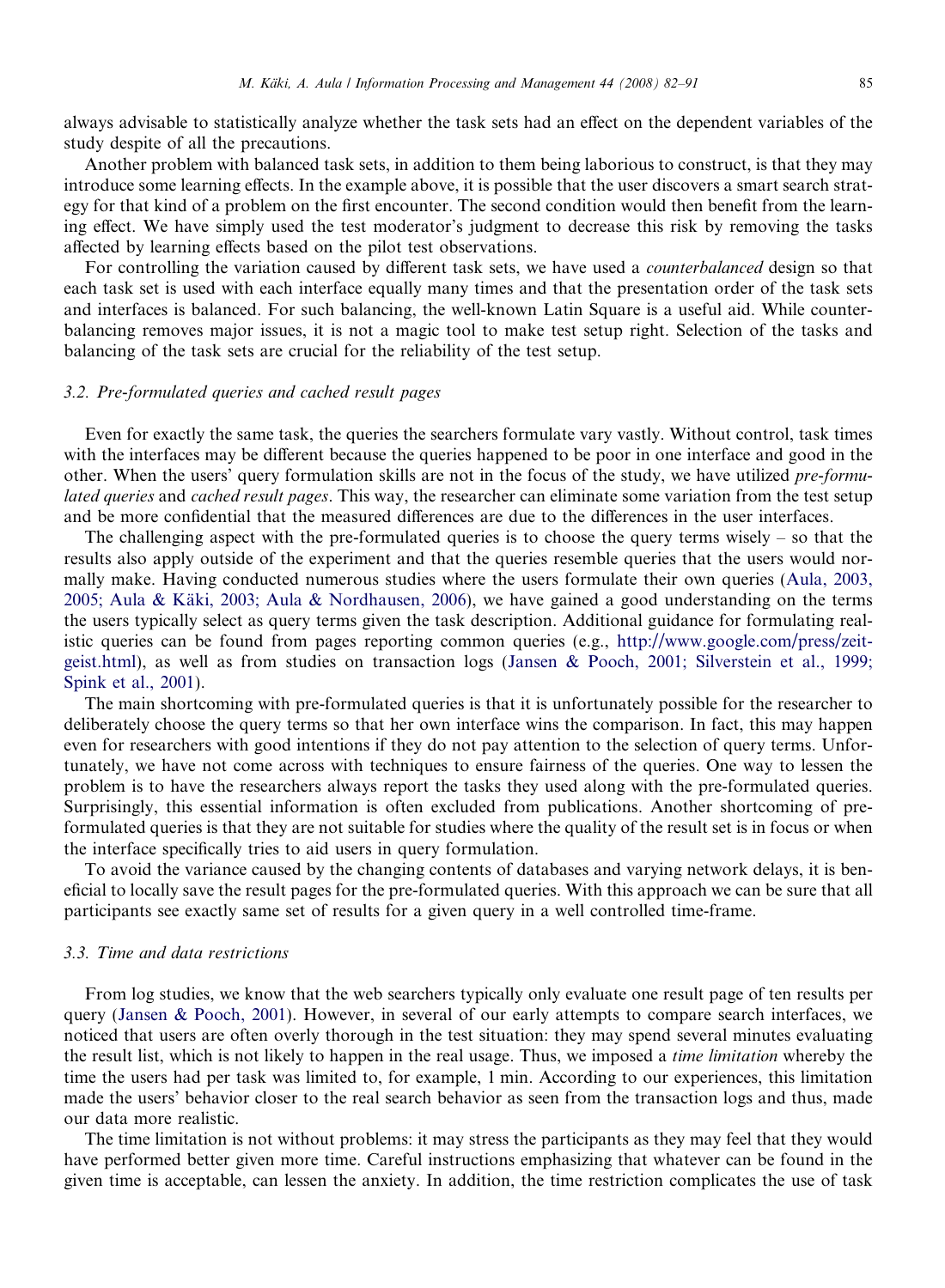always advisable to statistically analyze whether the task sets had an effect on the dependent variables of the study despite of all the precautions.

Another problem with balanced task sets, in addition to them being laborious to construct, is that they may introduce some learning effects. In the example above, it is possible that the user discovers a smart search strategy for that kind of a problem on the first encounter. The second condition would then benefit from the learning effect. We have simply used the test moderator's judgment to decrease this risk by removing the tasks affected by learning effects based on the pilot test observations.

For controlling the variation caused by different task sets, we have used a *counterbalanced* design so that each task set is used with each interface equally many times and that the presentation order of the task sets and interfaces is balanced. For such balancing, the well-known Latin Square is a useful aid. While counterbalancing removes major issues, it is not a magic tool to make test setup right. Selection of the tasks and balancing of the task sets are crucial for the reliability of the test setup.

### 3.2. Pre-formulated queries and cached result pages

Even for exactly the same task, the queries the searchers formulate vary vastly. Without control, task times with the interfaces may be different because the queries happened to be poor in one interface and good in the other. When the users' query formulation skills are not in the focus of the study, we have utilized *pre-formulated queries* and *cached result pages*. This way, the researcher can eliminate some variation from the test setup and be more confidential that the measured differences are due to the differences in the user interfaces.

The challenging aspect with the pre-formulated queries is to choose the query terms wisely – so that the results also apply outside of the experiment and that the queries resemble queries that the users would normally make. Having conducted numerous studies where the users formulate their own queries (Aula, 2003, 2005; Aula & Käki, 2003; Aula & Nordhausen, 2006), we have gained a good understanding on the terms the users typically select as query terms given the task description. Additional guidance for formulating realistic queries can be found from pages reporting common queries (e.g., http://www.google.com/press/zeitgeist.html), as well as from studies on transaction logs (Jansen & Pooch, 2001; Silverstein et al., 1999; Spink et al., 2001).

The main shortcoming with pre-formulated queries is that it is unfortunately possible for the researcher to deliberately choose the query terms so that her own interface wins the comparison. In fact, this may happen even for researchers with good intentions if they do not pay attention to the selection of query terms. Unfortunately, we have not come across with techniques to ensure fairness of the queries. One way to lessen the problem is to have the researchers always report the tasks they used along with the pre-formulated queries. Surprisingly, this essential information is often excluded from publications. Another shortcoming of pre-formulated queries is that they are not suitable for studies where the quality of the result set is in focus or when the interface specifically tries to aid users in query formulation.

To avoid the variance caused by the changing contents of databases and varying network delays, it is beneficial to locally save the result pages for the pre-formulated queries. With this approach we can be sure that all participants see exactly same set of results for a given query in a well controlled time-frame.

### 3.3. Time and data restrictions

From log studies, we know that the web searchers typically only evaluate one result page of ten results per query (Jansen & Pooch, 2001). However, in several of our early attempts to compare search interfaces, we noticed that users are often overly thorough in the test situation: they may spend several minutes evaluating the result list, which is not likely to happen in the real usage. Thus, we imposed a *time limitation* whereby the time the users had per task was limited to, for example, 1 min. According to our experiences, this limitation made the users' behavior closer to the real search behavior as seen from the transaction logs and thus, made our data more realistic.

The time limitation is not without problems: it may stress the participants as they may feel that they would have performed better given more time. Careful instructions emphasizing that whatever can be found in the given time is acceptable, can lessen the anxiety. In addition, the time restriction complicates the use of task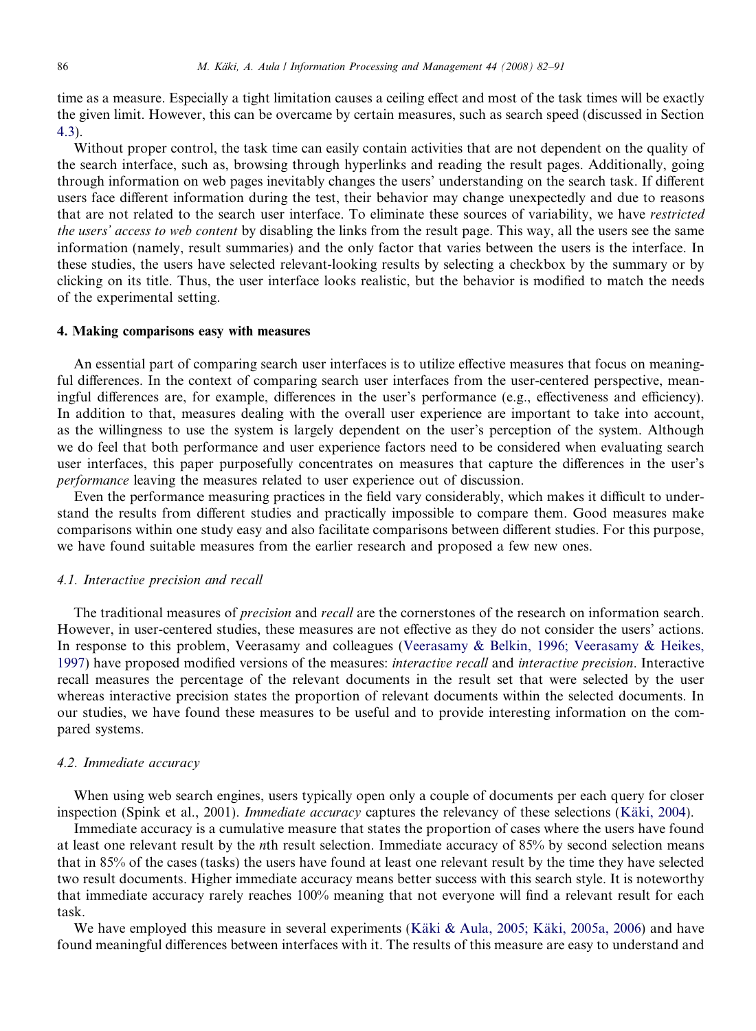time as a measure. Especially a tight limitation causes a ceiling effect and most of the task times will be exactly the given limit. However, this can be overcame by certain measures, such as search speed (discussed in Section 4.3).

Without proper control, the task time can easily contain activities that are not dependent on the quality of the search interface, such as, browsing through hyperlinks and reading the result pages. Additionally, going through information on web pages inevitably changes the users' understanding on the search task. If different users face different information during the test, their behavior may change unexpectedly and due to reasons that are not related to the search user interface. To eliminate these sources of variability, we have *restricted the users' access to web content* by disabling the links from the result page. This way, all the users see the same information (namely, result summaries) and the only factor that varies between the users is the interface. In these studies, the users have selected relevant-looking results by selecting a checkbox by the summary or by clicking on its title. Thus, the user interface looks realistic, but the behavior is modified to match the needs of the experimental setting.

## 4. Making comparisons easy with measures

An essential part of comparing search user interfaces is to utilize effective measures that focus on meaningful differences. In the context of comparing search user interfaces from the user-centered perspective, meaningful differences are, for example, differences in the user's performance (e.g., effectiveness and efficiency). In addition to that, measures dealing with the overall user experience are important to take into account, as the willingness to use the system is largely dependent on the user's perception of the system. Although we do feel that both performance and user experience factors need to be considered when evaluating search user interfaces, this paper purposefully concentrates on measures that capture the differences in the user's *performance* leaving the measures related to user experience out of discussion.

Even the performance measuring practices in the field vary considerably, which makes it difficult to understand the results from different studies and practically impossible to compare them. Good measures make comparisons within one study easy and also facilitate comparisons between different studies. For this purpose, we have found suitable measures from the earlier research and proposed a few new ones.

### *4.1. Interactive precision and recall*

The traditional measures of *precision* and *recall* are the cornerstones of the research on information search. However, in user-centered studies, these measures are not effective as they do not consider the users' actions. In response to this problem, Veerasamy and colleagues (Veerasamy & Belkin, 1996; Veerasamy & Heikes, 1997) have proposed modified versions of the measures: *interactive recall* and *interactive precision*. Interactive recall measures the percentage of the relevant documents in the result set that were selected by the user whereas interactive precision states the proportion of relevant documents within the selected documents. In our studies, we have found these measures to be useful and to provide interesting information on the compared systems.

### *4.2. Immediate accuracy*

When using web search engines, users typically open only a couple of documents per each query for closer inspection (Spink et al., 2001). *Immediate accuracy* captures the relevancy of these selections (Käki, 2004).

Immediate accuracy is a cumulative measure that states the proportion of cases where the users have found at least one relevant result by the $n$th result selection. Immediate accuracy of 85% by second selection means that in 85% of the cases (tasks) the users have found at least one relevant result by the time they have selected two result documents. Higher immediate accuracy means better success with this search style. It is noteworthy that immediate accuracy rarely reaches 100% meaning that not everyone will find a relevant result for each task.

We have employed this measure in several experiments (Käki & Aula, 2005; Käki, 2005a, 2006) and have found meaningful differences between interfaces with it. The results of this measure are easy to understand and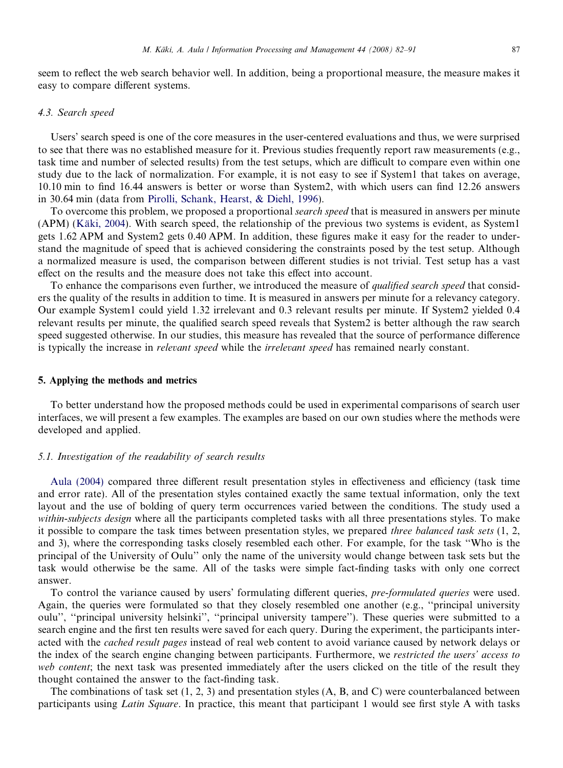seem to reflect the web search behavior well. In addition, being a proportional measure, the measure makes it easy to compare different systems.

### 4.3. Search speed

Users' search speed is one of the core measures in the user-centered evaluations and thus, we were surprised to see that there was no established measure for it. Previous studies frequently report raw measurements (e.g., task time and number of selected results) from the test setups, which are difficult to compare even within one study due to the lack of normalization. For example, it is not easy to see if System1 that takes on average, 10.10 min to find 16.44 answers is better or worse than System2, with which users can find 12.26 answers in 30.64 min (data from Pirolli, Schank, Hearst, & Diehl, 1996).

To overcome this problem, we proposed a proportional *search speed* that is measured in answers per minute (APM) (Käki, 2004). With search speed, the relationship of the previous two systems is evident, as System1 gets 1.62 APM and System2 gets 0.40 APM. In addition, these figures make it easy for the reader to understand the magnitude of speed that is achieved considering the constraints posed by the test setup. Although a normalized measure is used, the comparison between different studies is not trivial. Test setup has a vast effect on the results and the measure does not take this effect into account.

To enhance the comparisons even further, we introduced the measure of *qualified search speed* that considers the quality of the results in addition to time. It is measured in answers per minute for a relevancy category. Our example System1 could yield 1.32 irrelevant and 0.3 relevant results per minute. If System2 yielded 0.4 relevant results per minute, the qualified search speed reveals that System2 is better although the raw search speed suggested otherwise. In our studies, this measure has revealed that the source of performance difference is typically the increase in *relevant speed* while the *irrelevant speed* has remained nearly constant.

## 5. Applying the methods and metrics

To better understand how the proposed methods could be used in experimental comparisons of search user interfaces, we will present a few examples. The examples are based on our own studies where the methods were developed and applied.

### 5.1. Investigation of the readability of search results

Aula (2004) compared three different result presentation styles in effectiveness and efficiency (task time and error rate). All of the presentation styles contained exactly the same textual information, only the text layout and the use of bolding of query term occurrences varied between the conditions. The study used a *within-subjects design* where all the participants completed tasks with all three presentations styles. To make it possible to compare the task times between presentation styles, we prepared *three balanced task sets* (1, 2, and 3), where the corresponding tasks closely resembled each other. For example, for the task ''Who is the principal of the University of Oulu'' only the name of the university would change between task sets but the task would otherwise be the same. All of the tasks were simple fact-finding tasks with only one correct answer.

To control the variance caused by users' formulating different queries, *pre-formulated queries* were used. Again, the queries were formulated so that they closely resembled one another (e.g., ''principal university oulu'', ''principal university helsinki'', ''principal university tampere''). These queries were submitted to a search engine and the first ten results were saved for each query. During the experiment, the participants interacted with the *cached result pages* instead of real web content to avoid variance caused by network delays or the index of the search engine changing between participants. Furthermore, we *restricted the users' access to web content*; the next task was presented immediately after the users clicked on the title of the result they thought contained the answer to the fact-finding task.

The combinations of task set (1, 2, 3) and presentation styles (A, B, and C) were counterbalanced between participants using *Latin Square*. In practice, this meant that participant 1 would see first style A with tasks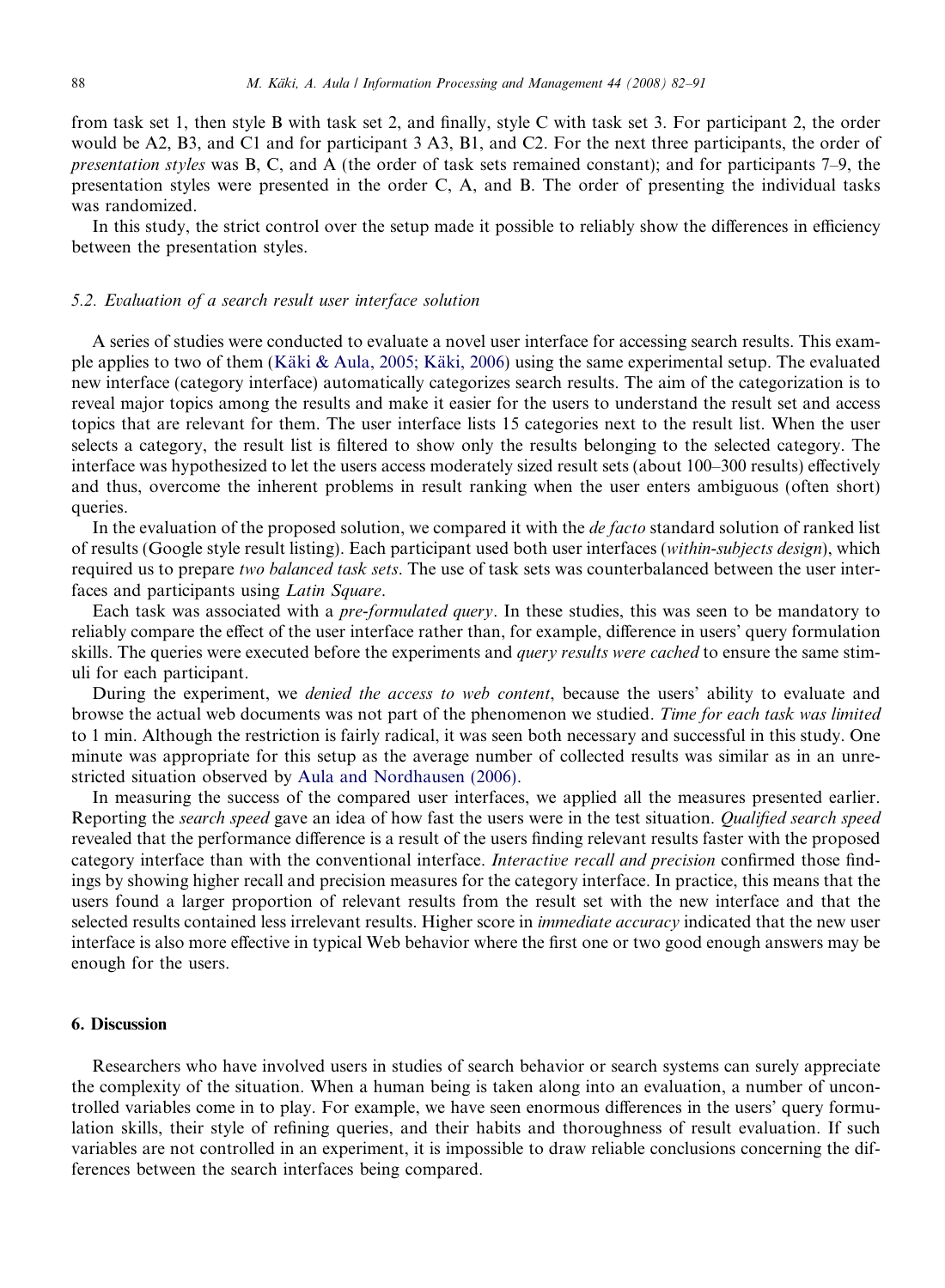from task set 1, then style B with task set 2, and finally, style C with task set 3. For participant 2, the order would be A2, B3, and C1 and for participant 3 A3, B1, and C2. For the next three participants, the order of *presentation styles* was B, C, and A (the order of task sets remained constant); and for participants 7–9, the presentation styles were presented in the order C, A, and B. The order of presenting the individual tasks was randomized.

In this study, the strict control over the setup made it possible to reliably show the differences in efficiency between the presentation styles.

### 5.2. Evaluation of a search result user interface solution

A series of studies were conducted to evaluate a novel user interface for accessing search results. This example applies to two of them (Käki & Aula, 2005; Käki, 2006) using the same experimental setup. The evaluated new interface (category interface) automatically categorizes search results. The aim of the categorization is to reveal major topics among the results and make it easier for the users to understand the result set and access topics that are relevant for them. The user interface lists 15 categories next to the result list. When the user selects a category, the result list is filtered to show only the results belonging to the selected category. The interface was hypothesized to let the users access moderately sized result sets (about 100–300 results) effectively and thus, overcome the inherent problems in result ranking when the user enters ambiguous (often short) queries.

In the evaluation of the proposed solution, we compared it with the *de facto* standard solution of ranked list of results (Google style result listing). Each participant used both user interfaces (*within-subjects design*), which required us to prepare *two balanced task sets*. The use of task sets was counterbalanced between the user interfaces and participants using *Latin Square*.

Each task was associated with a *pre-formulated query*. In these studies, this was seen to be mandatory to reliably compare the effect of the user interface rather than, for example, difference in users' query formulation skills. The queries were executed before the experiments and *query results were cached* to ensure the same stimuli for each participant.

During the experiment, we *denied the access to web content*, because the users' ability to evaluate and browse the actual web documents was not part of the phenomenon we studied. *Time for each task was limited* to 1 min. Although the restriction is fairly radical, it was seen both necessary and successful in this study. One minute was appropriate for this setup as the average number of collected results was similar as in an unrestricted situation observed by Aula and Nordhausen (2006).

In measuring the success of the compared user interfaces, we applied all the measures presented earlier. Reporting the *search speed* gave an idea of how fast the users were in the test situation. *Qualified search speed* revealed that the performance difference is a result of the users finding relevant results faster with the proposed category interface than with the conventional interface. *Interactive recall and precision* confirmed those findings by showing higher recall and precision measures for the category interface. In practice, this means that the users found a larger proportion of relevant results from the result set with the new interface and that the selected results contained less irrelevant results. Higher score in *immediate accuracy* indicated that the new user interface is also more effective in typical Web behavior where the first one or two good enough answers may be enough for the users.

## 6. Discussion

Researchers who have involved users in studies of search behavior or search systems can surely appreciate the complexity of the situation. When a human being is taken along into an evaluation, a number of uncontrolled variables come in to play. For example, we have seen enormous differences in the users' query formulation skills, their style of refining queries, and their habits and thoroughness of result evaluation. If such variables are not controlled in an experiment, it is impossible to draw reliable conclusions concerning the differences between the search interfaces being compared.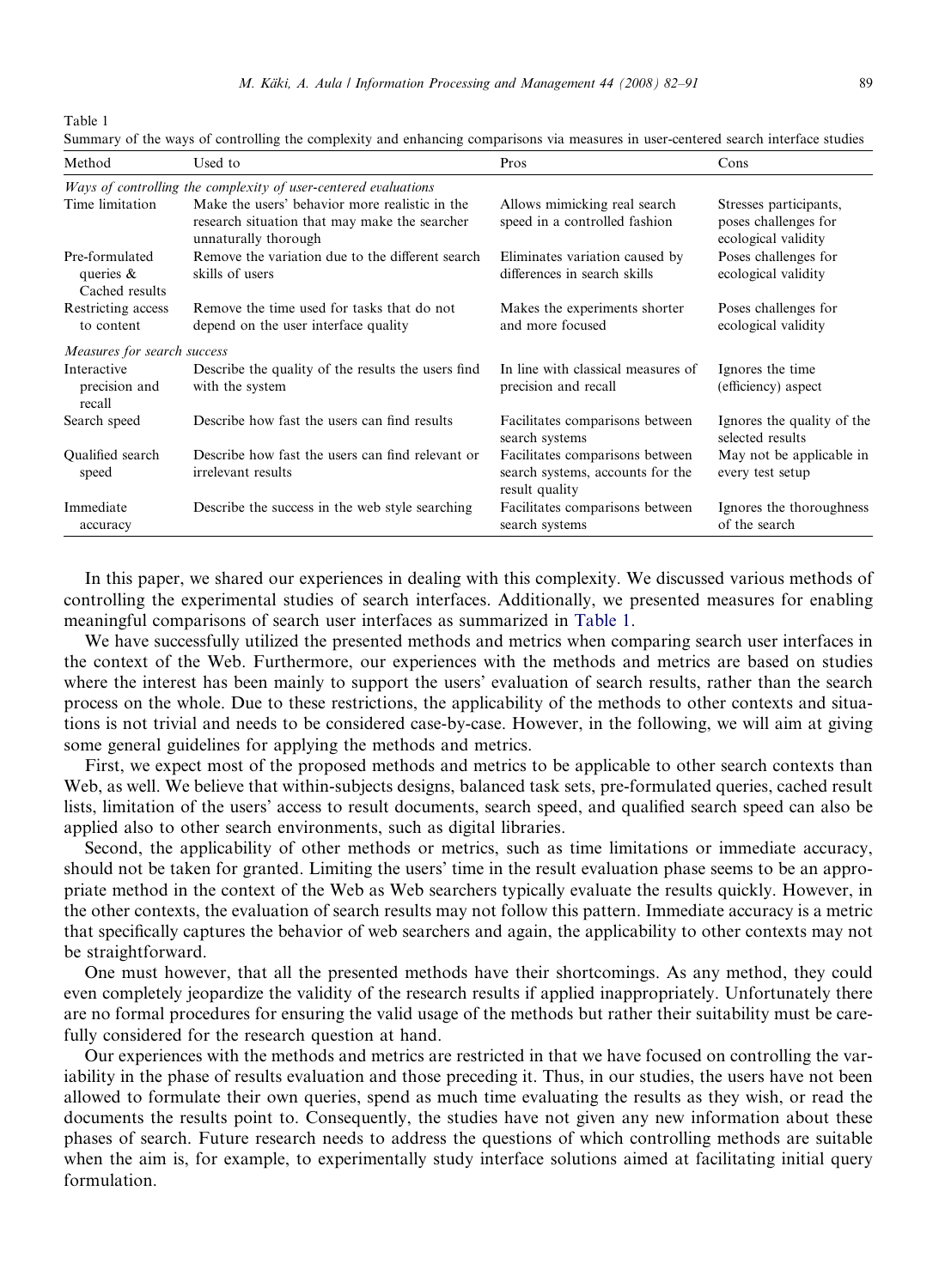Table 1

Summary of the ways of controlling the complexity and enhancing comparisons via measures in user-centered search interface studies

| Method | Used to | Pros | Cons |
|---|---|---|---|
| *Ways of controlling the complexity of user-centered evaluations* | | | |
| Time limitation | Make the users' behavior more realistic in the research situation that may make the searcher unnaturally thorough | Allows mimicking real search speed in a controlled fashion | Stresses participants, poses challenges for ecological validity |
| Pre-formulated queries & Cached results | Remove the variation due to the different search skills of users | Eliminates variation caused by differences in search skills | Poses challenges for ecological validity |
| Restricting access to content | Remove the time used for tasks that do not depend on the user interface quality | Makes the experiments shorter and more focused | Poses challenges for ecological validity |
| *Measures for search success* | | | |
| Interactive precision and recall | Describe the quality of the results the users find with the system | In line with classical measures of precision and recall | Ignores the time (efficiency) aspect |
| Search speed | Describe how fast the users can find results | Facilitates comparisons between search systems | Ignores the quality of the selected results |
| Qualified search speed | Describe how fast the users can find relevant or irrelevant results | Facilitates comparisons between search systems, accounts for the result quality | May not be applicable in every test setup |
| Immediate accuracy | Describe the success in the web style searching | Facilitates comparisons between search systems | Ignores the thoroughness of the search |

In this paper, we shared our experiences in dealing with this complexity. We discussed various methods of controlling the experimental studies of search interfaces. Additionally, we presented measures for enabling meaningful comparisons of search user interfaces as summarized in Table 1.

We have successfully utilized the presented methods and metrics when comparing search user interfaces in the context of the Web. Furthermore, our experiences with the methods and metrics are based on studies where the interest has been mainly to support the users' evaluation of search results, rather than the search process on the whole. Due to these restrictions, the applicability of the methods to other contexts and situations is not trivial and needs to be considered case-by-case. However, in the following, we will aim at giving some general guidelines for applying the methods and metrics.

First, we expect most of the proposed methods and metrics to be applicable to other search contexts than Web, as well. We believe that within-subjects designs, balanced task sets, pre-formulated queries, cached result lists, limitation of the users' access to result documents, search speed, and qualified search speed can also be applied also to other search environments, such as digital libraries.

Second, the applicability of other methods or metrics, such as time limitations or immediate accuracy, should not be taken for granted. Limiting the users' time in the result evaluation phase seems to be an appropriate method in the context of the Web as Web searchers typically evaluate the results quickly. However, in the other contexts, the evaluation of search results may not follow this pattern. Immediate accuracy is a metric that specifically captures the behavior of web searchers and again, the applicability to other contexts may not be straightforward.

One must however, that all the presented methods have their shortcomings. As any method, they could even completely jeopardize the validity of the research results if applied inappropriately. Unfortunately there are no formal procedures for ensuring the valid usage of the methods but rather their suitability must be carefully considered for the research question at hand.

Our experiences with the methods and metrics are restricted in that we have focused on controlling the variability in the phase of results evaluation and those preceding it. Thus, in our studies, the users have not been allowed to formulate their own queries, spend as much time evaluating the results as they wish, or read the documents the results point to. Consequently, the studies have not given any new information about these phases of search. Future research needs to address the questions of which controlling methods are suitable when the aim is, for example, to experimentally study interface solutions aimed at facilitating initial query formulation.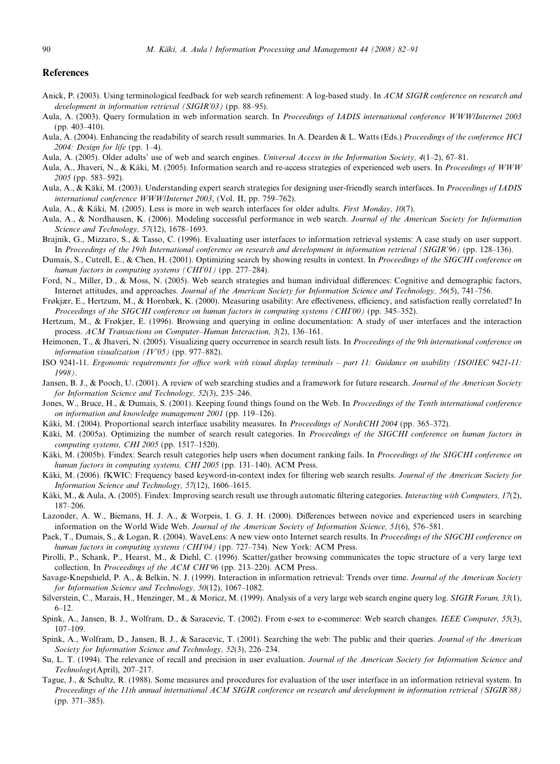## References

Anick, P. (2003). Using terminological feedback for web search refinement: A log-based study. In *ACM SIGIR conference on research and development in information retrieval (SIGIR'03)* (pp. 88–95).

Aula, A. (2003). Query formulation in web information search. In *Proceedings of IADIS international conference WWW/Internet 2003* (pp. 403–410).

Aula, A. (2004). Enhancing the readability of search result summaries. In A. Dearden & L. Watts (Eds.) *Proceedings of the conference HCI 2004: Design for life* (pp. 1–4).

Aula, A. (2005). Older adults' use of web and search engines. *Universal Access in the Information Society, 4*(1–2), 67–81.

Aula, A., Jhaveri, N., & Käki, M. (2005). Information search and re-access strategies of experienced web users. In *Proceedings of WWW 2005* (pp. 583–592).

Aula, A., & Käki, M. (2003). Understanding expert search strategies for designing user-friendly search interfaces. In *Proceedings of IADIS international conference WWW/Internet 2003*, (Vol. II, pp. 759–762).

Aula, A., & Käki, M. (2005). Less is more in web search interfaces for older adults. *First Monday, 10*(7).

Aula, A., & Nordhausen, K. (2006). Modeling successful performance in web search. *Journal of the American Society for Information Science and Technology, 57*(12), 1678–1693.

Brajnik, G., Mizzaro, S., & Tasso, C. (1996). Evaluating user interfaces to information retrieval systems: A case study on user support. In *Proceedings of the 19th International conference on research and development in information retrieval (SIGIR'96)* (pp. 128–136).

Dumais, S., Cutrell, E., & Chen, H. (2001). Optimizing search by showing results in context. In *Proceedings of the SIGCHI conference on human factors in computing systems (CHI'01)* (pp. 277–284).

Ford, N., Miller, D., & Moss, N. (2005). Web search strategies and human individual differences: Cognitive and demographic factors, Internet attitudes, and approaches. *Journal of the American Society for Information Science and Technology, 56*(5), 741–756.

Frøkjær, E., Hertzum, M., & Hornbæk, K. (2000). Measuring usability: Are effectiveness, efficiency, and satisfaction really correlated? In *Proceedings of the SIGCHI conference on human factors in computing systems (CHI'00)* (pp. 345–352).

Hertzum, M., & Frøkjær, E. (1996). Browsing and querying in online documentation: A study of user interfaces and the interaction process. *ACM Transactions on Computer–Human Interaction, 3*(2), 136–161.

Heimonen, T., & Jhaveri, N. (2005). Visualizing query occurrence in search result lists. In *Proceedings of the 9th international conference on information visualization (IV'05)* (pp. 977–882).

ISO 9241-11. *Ergonomic requirements for office work with visual display terminals – part 11: Guidance on usability (ISO/IEC 9421-11: 1998)*.

Jansen, B. J., & Pooch, U. (2001). A review of web searching studies and a framework for future research. *Journal of the American Society for Information Science and Technology, 52*(3), 235–246.

Jones, W., Bruce, H., & Dumais, S. (2001). Keeping found things found on the Web. In *Proceedings of the Tenth international conference on information and knowledge management 2001* (pp. 119–126).

Käki, M. (2004). Proportional search interface usability measures. In *Proceedings of NordiCHI 2004* (pp. 365–372).

Käki, M. (2005a). Optimizing the number of search result categories. In *Proceedings of the SIGCHI conference on human factors in computing systems, CHI 2005* (pp. 1517–1520).

Käki, M. (2005b). Findex: Search result categories help users when document ranking fails. In *Proceedings of the SIGCHI conference on human factors in computing systems, CHI 2005* (pp. 131–140). ACM Press.

Käki, M. (2006). fKWIC: Frequency based keyword-in-context index for filtering web search results. *Journal of the American Society for Information Science and Technology, 57*(12), 1606–1615.

Käki, M., & Aula, A. (2005). Findex: Improving search result use through automatic filtering categories. *Interacting with Computers, 17*(2), 187–206.

Lazonder, A. W., Biemans, H. J. A., & Worpeis, I. G. J. H. (2000). Differences between novice and experienced users in searching information on the World Wide Web. *Journal of the American Society of Information Science, 51*(6), 576–581.

Paek, T., Dumais, S., & Logan, R. (2004). WaveLens: A new view onto Internet search results. In *Proceedings of the SIGCHI conference on human factors in computing systems (CHI'04)* (pp. 727–734). New York: ACM Press.

Pirolli, P., Schank, P., Hearst, M., & Diehl, C. (1996). Scatter/gather browsing communicates the topic structure of a very large text collection. In *Proceedings of the ACM CHI'96* (pp. 213–220). ACM Press.

Savage-Knepshield, P. A., & Belkin, N. J. (1999). Interaction in information retrieval: Trends over time. *Journal of the American Society for Information Science and Technology, 50*(12), 1067–1082.

Silverstein, C., Marais, H., Henzinger, M., & Moricz, M. (1999). Analysis of a very large web search engine query log. *SIGIR Forum, 33*(1), 6–12.

Spink, A., Jansen, B. J., Wolfram, D., & Saracevic, T. (2002). From e-sex to e-commerce: Web search changes. *IEEE Computer, 55*(3), 107–109.

Spink, A., Wolfram, D., Jansen, B. J., & Saracevic, T. (2001). Searching the web: The public and their queries. *Journal of the American Society for Information Science and Technology, 52*(3), 226–234.

Su, L. T. (1994). The relevance of recall and precision in user evaluation. *Journal of the American Society for Information Science and Technology*(April), 207–217.

Tague, J., & Schultz, R. (1988). Some measures and procedures for evaluation of the user interface in an information retrieval system. In *Proceedings of the 11th annual international ACM SIGIR conference on research and development in information retrieval (SIGIR'88)* (pp. 371–385).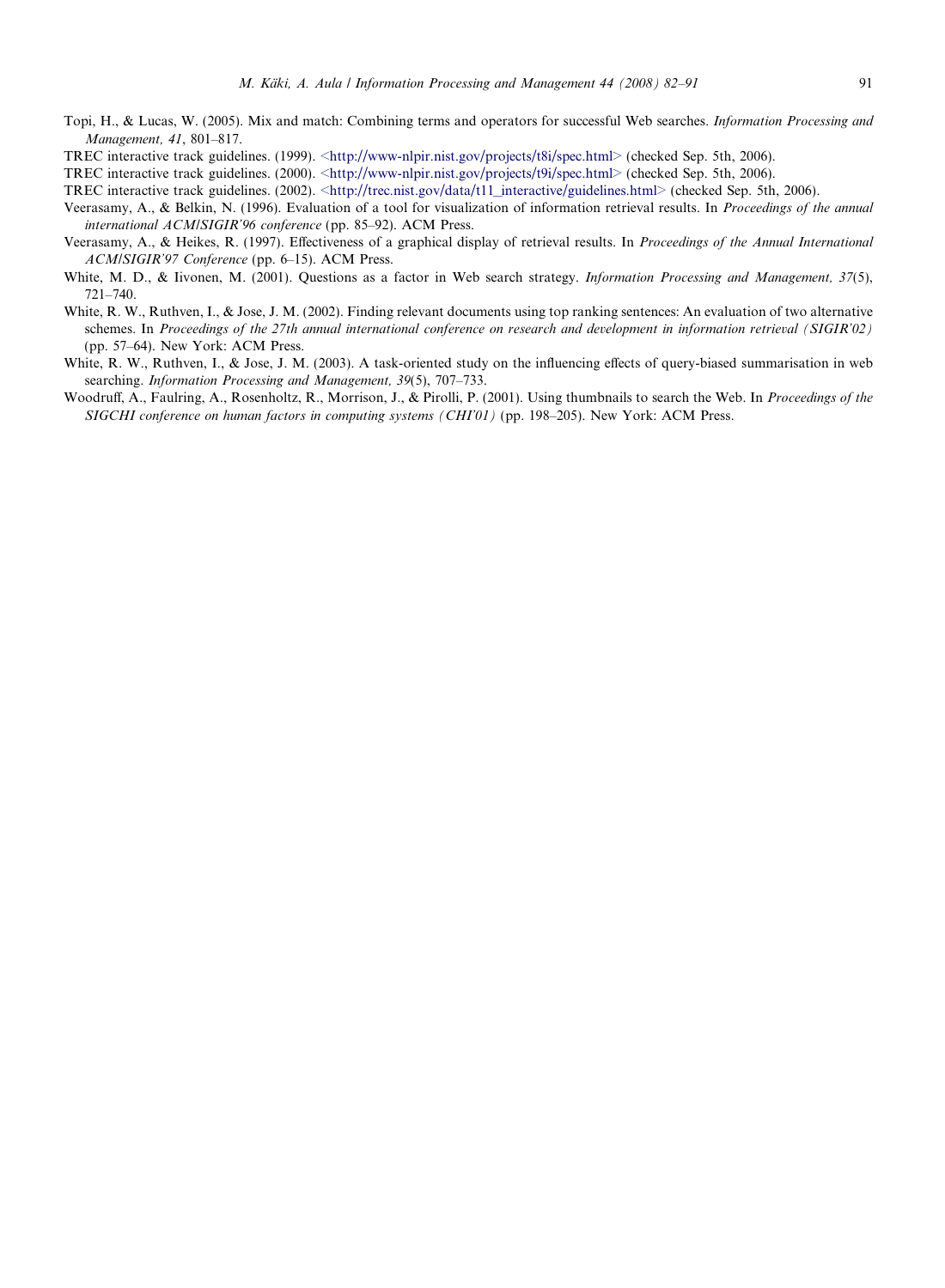Topi, H., & Lucas, W. (2005). Mix and match: Combining terms and operators for successful Web searches. *Information Processing and Management, 41*, 801–817.

TREC interactive track guidelines. (1999). <http://www-nlpir.nist.gov/projects/t8i/spec.html> (checked Sep. 5th, 2006).

TREC interactive track guidelines. (2000). <http://www-nlpir.nist.gov/projects/t9i/spec.html> (checked Sep. 5th, 2006).

TREC interactive track guidelines. (2002). <http://trec.nist.gov/data/t11_interactive/guidelines.html> (checked Sep. 5th, 2006).

Veerasamy, A., & Belkin, N. (1996). Evaluation of a tool for visualization of information retrieval results. In *Proceedings of the annual international ACM/SIGIR'96 conference* (pp. 85–92). ACM Press.

Veerasamy, A., & Heikes, R. (1997). Effectiveness of a graphical display of retrieval results. In *Proceedings of the Annual International ACM/SIGIR'97 Conference* (pp. 6–15). ACM Press.

White, M. D., & Iivonen, M. (2001). Questions as a factor in Web search strategy. *Information Processing and Management, 37*(5), 721–740.

White, R. W., Ruthven, I., & Jose, J. M. (2002). Finding relevant documents using top ranking sentences: An evaluation of two alternative schemes. In *Proceedings of the 27th annual international conference on research and development in information retrieval (SIGIR'02)* (pp. 57–64). New York: ACM Press.

White, R. W., Ruthven, I., & Jose, J. M. (2003). A task-oriented study on the influencing effects of query-biased summarisation in web searching. *Information Processing and Management, 39*(5), 707–733.

Woodruff, A., Faulring, A., Rosenholtz, R., Morrison, J., & Pirolli, P. (2001). Using thumbnails to search the Web. In *Proceedings of the SIGCHI conference on human factors in computing systems (CHI'01)* (pp. 198–205). New York: ACM Press.